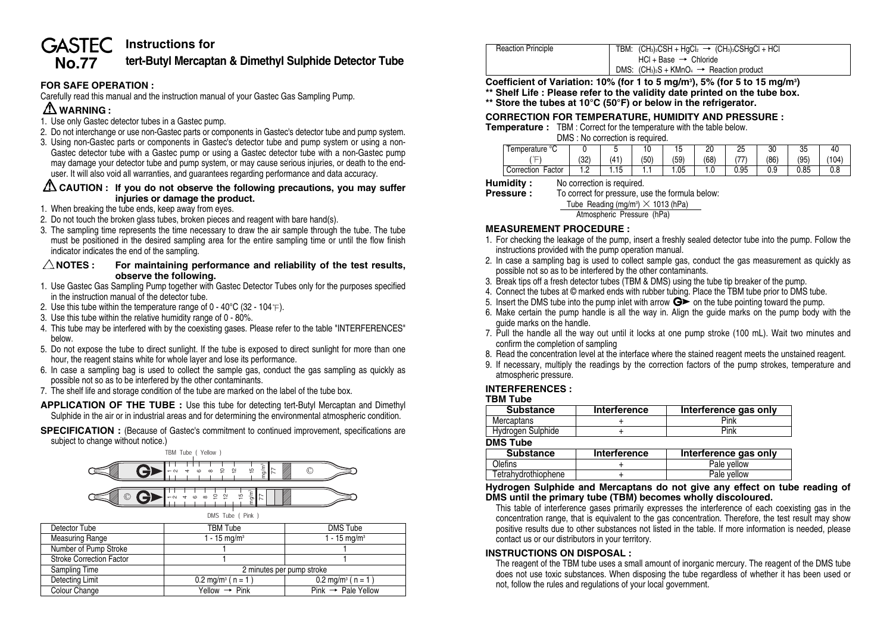# GASTEC No.77

## Instructions for tert-Butyl Mercaptan & Dimethyl Sulphide Detector Tube

### FOR SAFE OPERATION :

Carefully read this manual and the instruction manual of your Gastec Gas Sampling Pump.

### ⚠ WARNING :

1. Use only Gastec detector tubes in a Gastec pump.
2. Do not interchange or use non-Gastec parts or components in Gastec's detector tube and pump system.
3. Using non-Gastec parts or components in Gastec's detector tube and pump system or using a non-Gastec detector tube with a Gastec pump or using a Gastec detector tube with a non-Gastec pump may damage your detector tube and pump system, or may cause serious injuries, or death to the end-user. It will also void all warranties, and guarantees regarding performance and data accuracy.

### ⚠ CAUTION : If you do not observe the following precautions, you may suffer injuries or damage the product.

1. When breaking the tube ends, keep away from eyes.
2. Do not touch the broken glass tubes, broken pieces and reagent with bare hand(s).
3. The sampling time represents the time necessary to draw the air sample through the tube. The tube must be positioned in the desired sampling area for the entire sampling time or until the flow finish indicator indicates the end of the sampling.

### △ NOTES : For maintaining performance and reliability of the test results, observe the following.

1. Use Gastec Gas Sampling Pump together with Gastec Detector Tubes only for the purposes specified in the instruction manual of the detector tube.
2. Use this tube within the temperature range of 0 - 40°C (32 - 104°F).
3. Use this tube within the relative humidity range of 0 - 80%.
4. This tube may be interfered with by the coexisting gases. Please refer to the table "INTERFERENCES" below.
5. Do not expose the tube to direct sunlight. If the tube is exposed to direct sunlight for more than one hour, the reagent stains white for whole layer and lose its performance.
6. In case a sampling bag is used to collect the sample gas, conduct the gas sampling as quickly as possible not so as to be interfered by the other contaminants.
7. The shelf life and storage condition of the tube are marked on the label of the tube box.

**APPLICATION OF THE TUBE :** Use this tube for detecting tert-Butyl Mercaptan and Dimethyl Sulphide in the air or in industrial areas and for determining the environmental atmospheric condition.

**SPECIFICATION :** (Because of Gastec's commitment to continued improvement, specifications are subject to change without notice.)

TBM Tube ( Yellow ) — scale: 1 2 4 6 8 10 12 15 mg/m³ 77

DMS Tube ( Pink ) — scale: 1 2 4 6 8 10 12 15 mg/m³ 77

| Detector Tube | TBM Tube | DMS Tube |
|---|---|---|
| Measuring Range | 1 - 15 mg/m³ | 1 - 15 mg/m³ |
| Number of Pump Stroke | 1 | 1 |
| Stroke Correction Factor | 1 | 1 |
| Sampling Time | 2 minutes per pump stroke | |
| Detecting Limit | 0.2 mg/m³ ( n = 1 ) | 0.2 mg/m³ ( n = 1 ) |
| Colour Change | Yellow → Pink | Pink → Pale Yellow |

| Reaction Principle | TBM: $(CH_3)_3CSH + HgCl_2 \rightarrow (CH_3)_3CSHgCl + HCl$<br>$HCl + Base \rightarrow$ Chloride<br>DMS: $(CH_3)_2S + KMnO_4 \rightarrow$ Reaction product |
|---|---|

**Coefficient of Variation: 10% (for 1 to 5 mg/m³), 5% (for 5 to 15 mg/m³)**

**\*\* Shelf Life : Please refer to the validity date printed on the tube box.**

**\*\* Store the tubes at 10°C (50°F) or below in the refrigerator.**

### CORRECTION FOR TEMPERATURE, HUMIDITY AND PRESSURE :

**Temperature :** TBM : Correct for the temperature with the table below.
DMS : No correction is required.

| Temperature °C | 0 | 5 | 10 | 15 | 20 | 25 | 30 | 35 | 40 |
|---|---|---|---|---|---|---|---|---|---|
| (°F) | (32) | (41) | (50) | (59) | (68) | (77) | (86) | (95) | (104) |
| Correction Factor | 1.2 | 1.15 | 1.1 | 1.05 | 1.0 | 0.95 | 0.9 | 0.85 | 0.8 |

**Humidity :** No correction is required.

**Pressure :** To correct for pressure, use the formula below:

$$\frac{\text{Tube Reading (mg/m}^3) \times 1013 \text{ (hPa)}}{\text{Atmospheric Pressure (hPa)}}$$

### MEASUREMENT PROCEDURE :

1. For checking the leakage of the pump, insert a freshly sealed detector tube into the pump. Follow the instructions provided with the pump operation manual.
2. In case a sampling bag is used to collect sample gas, conduct the gas measurement as quickly as possible not so as to be interfered by the other contaminants.
3. Break tips off a fresh detector tubes (TBM & DMS) using the tube tip breaker of the pump.
4. Connect the tubes at © marked ends with rubber tubing. Place the TBM tube prior to DMS tube.
5. Insert the DMS tube into the pump inlet with arrow G▶ on the tube pointing toward the pump.
6. Make certain the pump handle is all the way in. Align the guide marks on the pump body with the guide marks on the handle.
7. Pull the handle all the way out until it locks at one pump stroke (100 mL). Wait two minutes and confirm the completion of sampling
8. Read the concentration level at the interface where the stained reagent meets the unstained reagent.
9. If necessary, multiply the readings by the correction factors of the pump strokes, temperature and atmospheric pressure.

### INTERFERENCES :

**TBM Tube**

| Substance | Interference | Interference gas only |
|---|---|---|
| Mercaptans | + | Pink |
| Hydrogen Sulphide | + | Pink |

**DMS Tube**

| Substance | Interference | Interference gas only |
|---|---|---|
| Olefins | + | Pale yellow |
| Tetrahydrothiophene | + | Pale yellow |

**Hydrogen Sulphide and Mercaptans do not give any effect on tube reading of DMS until the primary tube (TBM) becomes wholly discoloured.**

This table of interference gases primarily expresses the interference of each coexisting gas in the concentration range, that is equivalent to the gas concentration. Therefore, the test result may show positive results due to other substances not listed in the table. If more information is needed, please contact us or our distributors in your territory.

### INSTRUCTIONS ON DISPOSAL :

The reagent of the TBM tube uses a small amount of inorganic mercury. The reagent of the DMS tube does not use toxic substances. When disposing the tube regardless of whether it has been used or not, follow the rules and regulations of your local government.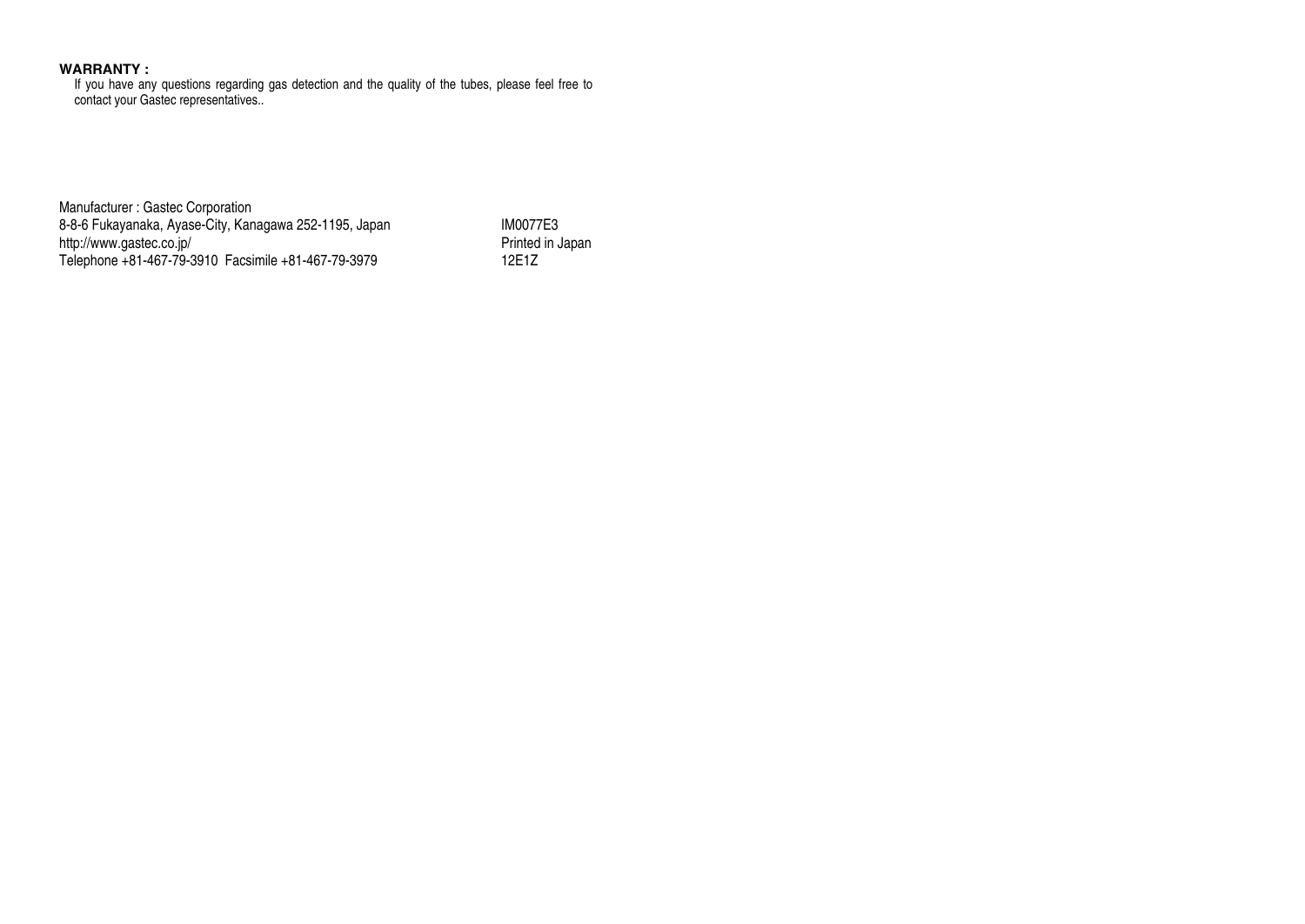**WARRANTY :**

If you have any questions regarding gas detection and the quality of the tubes, please feel free to contact your Gastec representatives..

Manufacturer : Gastec Corporation
8-8-6 Fukayanaka, Ayase-City, Kanagawa 252-1195, Japan
http://www.gastec.co.jp/
Telephone +81-467-79-3910 Facsimile +81-467-79-3979

IM0077E3
Printed in Japan
12E1Z